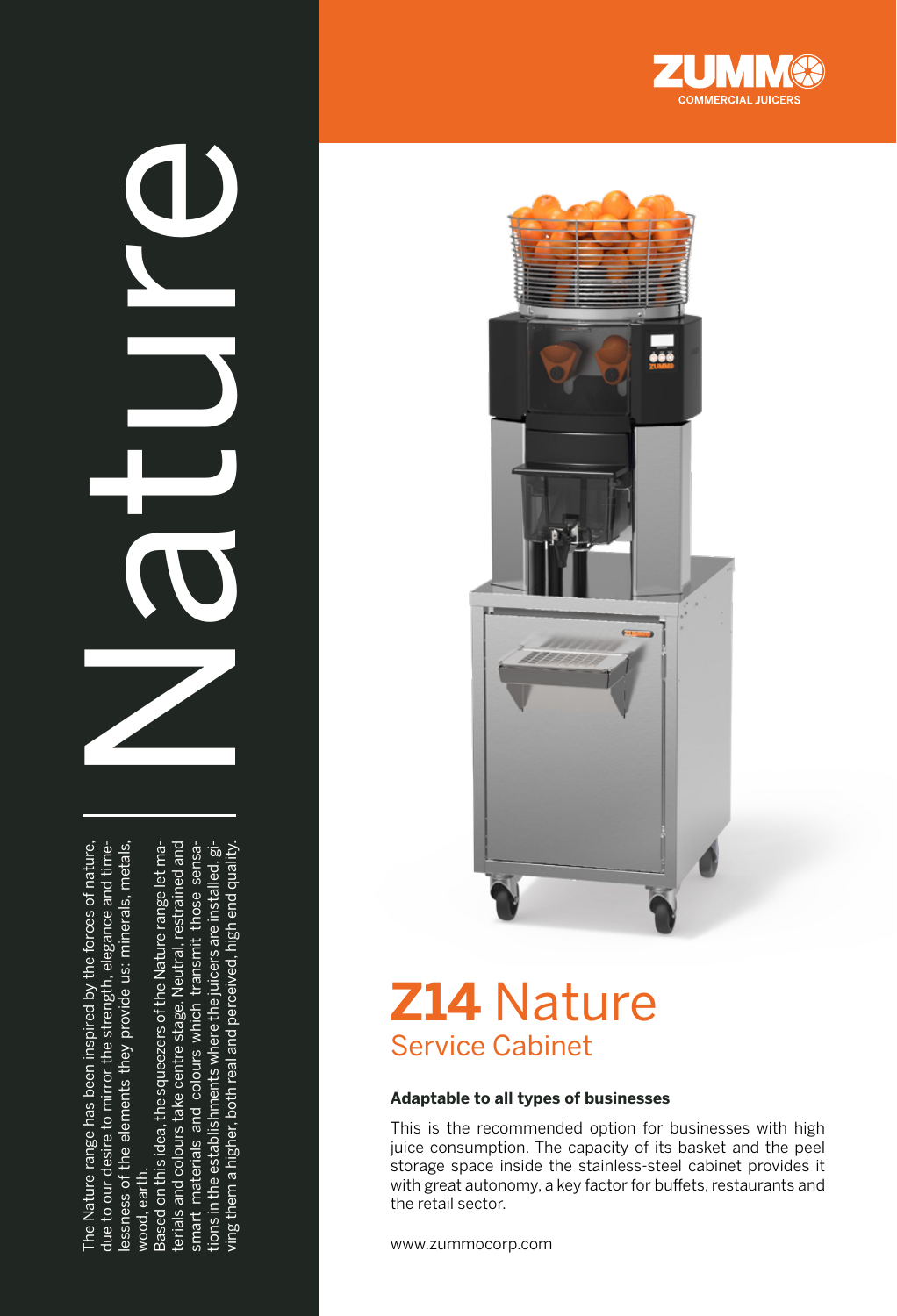# Nature

The Nature range has been inspired by the forces of nature, due to our desire to mirror the strength, elegance and timelessness of the elements they provide us: minerals, metals, wood, earth.

Based on this idea, the squeezers of the Nature range let materials and colours take centre stage. Neutral, restrained and smart materials and colours which transmit those sensations in the establishments where the juicers are installed, giving them a higher, both real and perceived, high end quality.

ZUMMO COMMERCIAL JUICERS

# **Z14** Nature

## Service Cabinet

**Adaptable to all types of businesses**

This is the recommended option for businesses with high juice consumption. The capacity of its basket and the peel storage space inside the stainless-steel cabinet provides it with great autonomy, a key factor for buffets, restaurants and the retail sector.

www.zummocorp.com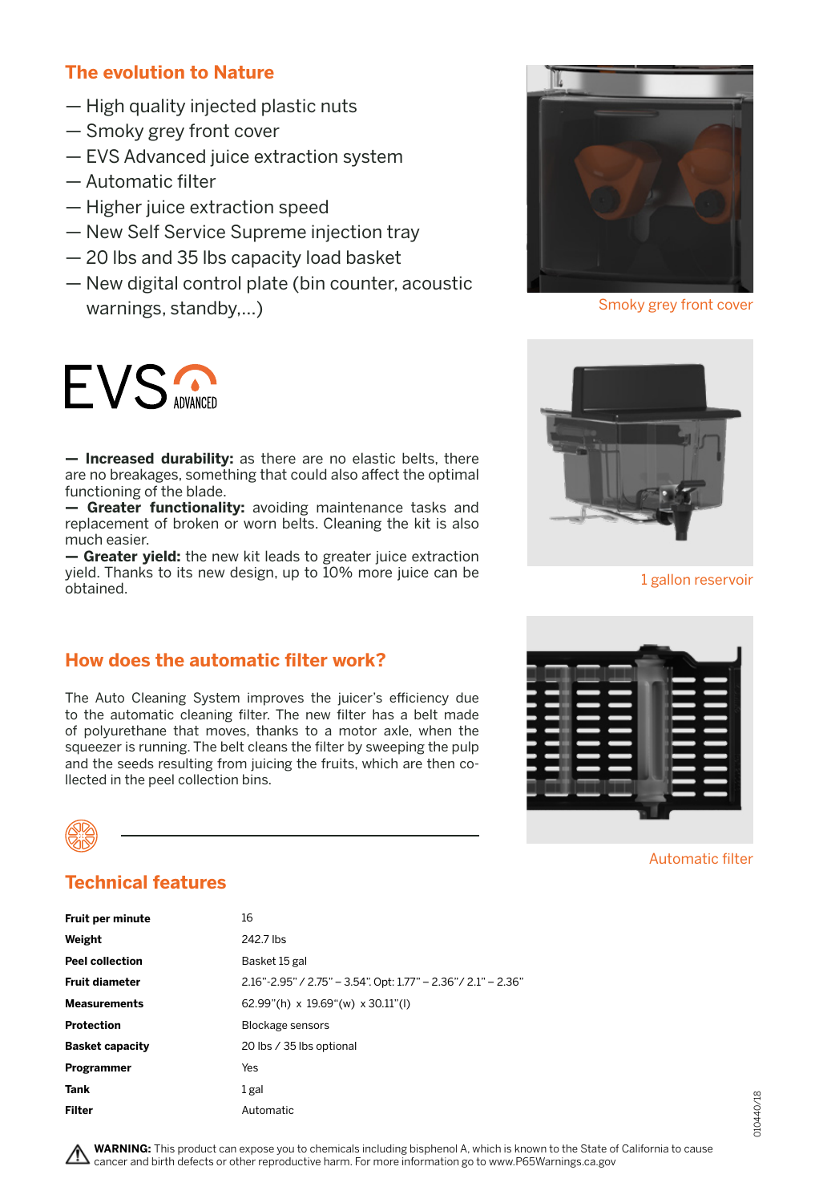## The evolution to Nature

- High quality injected plastic nuts
- Smoky grey front cover
- EVS Advanced juice extraction system
- Automatic filter
- Higher juice extraction speed
- New Self Service Supreme injection tray
- 20 lbs and 35 lbs capacity load basket
- New digital control plate (bin counter, acoustic warnings, standby,...)

Smoky grey front cover

EVS ADVANCED

**— Increased durability:** as there are no elastic belts, there are no breakages, something that could also affect the optimal functioning of the blade.
**— Greater functionality:** avoiding maintenance tasks and replacement of broken or worn belts. Cleaning the kit is also much easier.
**— Greater yield:** the new kit leads to greater juice extraction yield. Thanks to its new design, up to 10% more juice can be obtained.

1 gallon reservoir

## How does the automatic filter work?

The Auto Cleaning System improves the juicer's efficiency due to the automatic cleaning filter. The new filter has a belt made of polyurethane that moves, thanks to a motor axle, when the squeezer is running. The belt cleans the filter by sweeping the pulp and the seeds resulting from juicing the fruits, which are then co-llected in the peel collection bins.

Automatic filter

## Technical features

| | |
|---|---|
| **Fruit per minute** | 16 |
| **Weight** | 242.7 lbs |
| **Peel collection** | Basket 15 gal |
| **Fruit diameter** | 2.16"-2.95" / 2.75" – 3.54". Opt: 1.77" – 2.36"/ 2.1" – 2.36" |
| **Measurements** | 62.99"(h) x 19.69"(w) x 30.11"(l) |
| **Protection** | Blockage sensors |
| **Basket capacity** | 20 lbs / 35 lbs optional |
| **Programmer** | Yes |
| **Tank** | 1 gal |
| **Filter** | Automatic |

010440/18

**WARNING:** This product can expose you to chemicals including bisphenol A, which is known to the State of California to cause cancer and birth defects or other reproductive harm. For more information go to www.P65Warnings.ca.gov